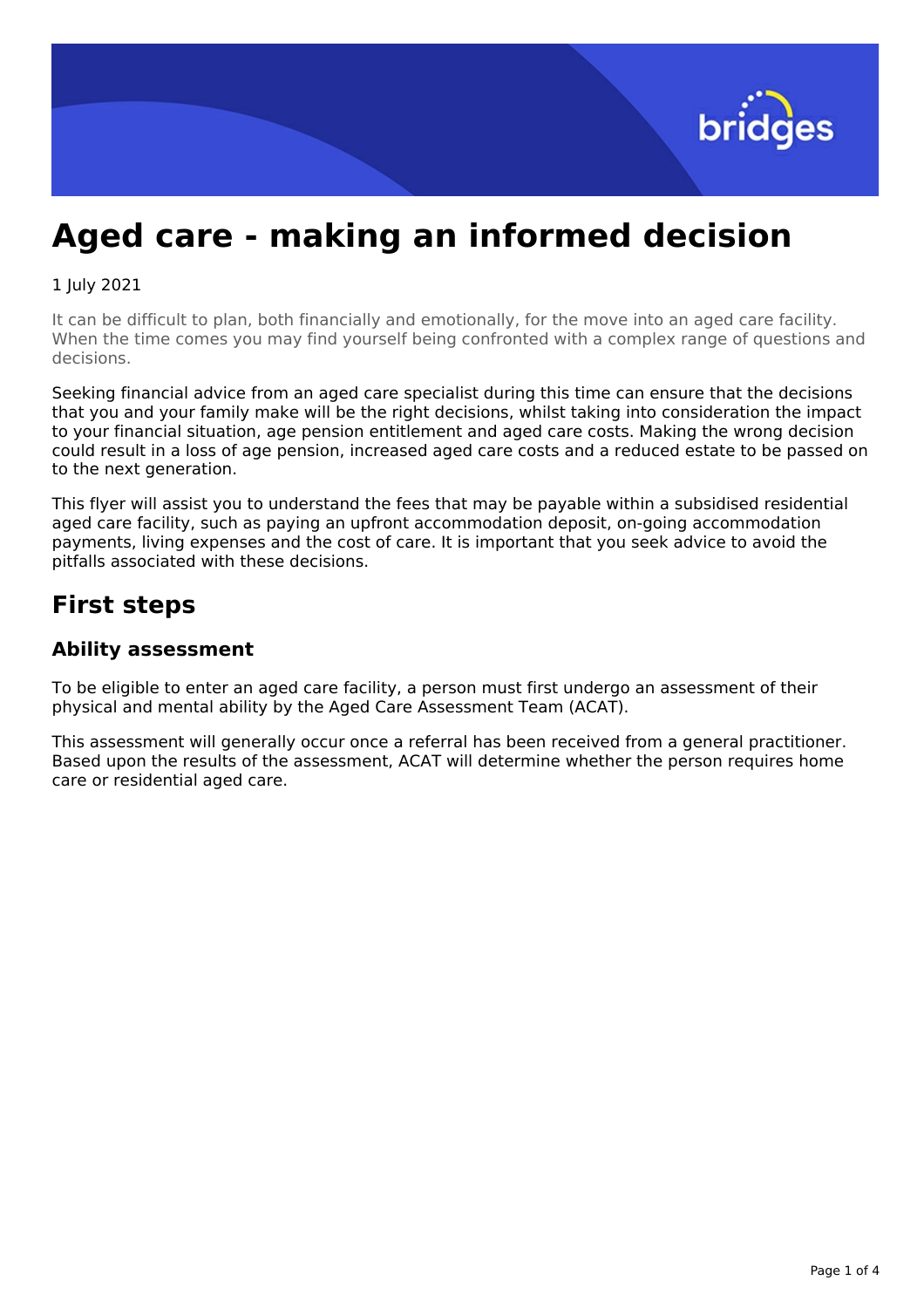# Aged care - making an informed decision

1 July 2021

It can be difficult to plan, both financially and emotionally, for the move into an aged care facility. When the time comes you may find yourself being confronted with a complex range of questions and decisions.

Seeking financial advice from an aged care specialist during this time can ensure that the decisions that you and your family make will be the right decisions, whilst taking into consideration the impact to your financial situation, age pension entitlement and aged care costs. Making the wrong decision could result in a loss of age pension, increased aged care costs and a reduced estate to be passed on to the next generation.

This flyer will assist you to understand the fees that may be payable within a subsidised residential aged care facility, such as paying an upfront accommodation deposit, on-going accommodation payments, living expenses and the cost of care. It is important that you seek advice to avoid the pitfalls associated with these decisions.

## First steps

### Ability assessment

To be eligible to enter an aged care facility, a person must first undergo an assessment of their physical and mental ability by the Aged Care Assessment Team (ACAT).

This assessment will generally occur once a referral has been received from a general practitioner. Based upon the results of the assessment, ACAT will determine whether the person requires home care or residential aged care.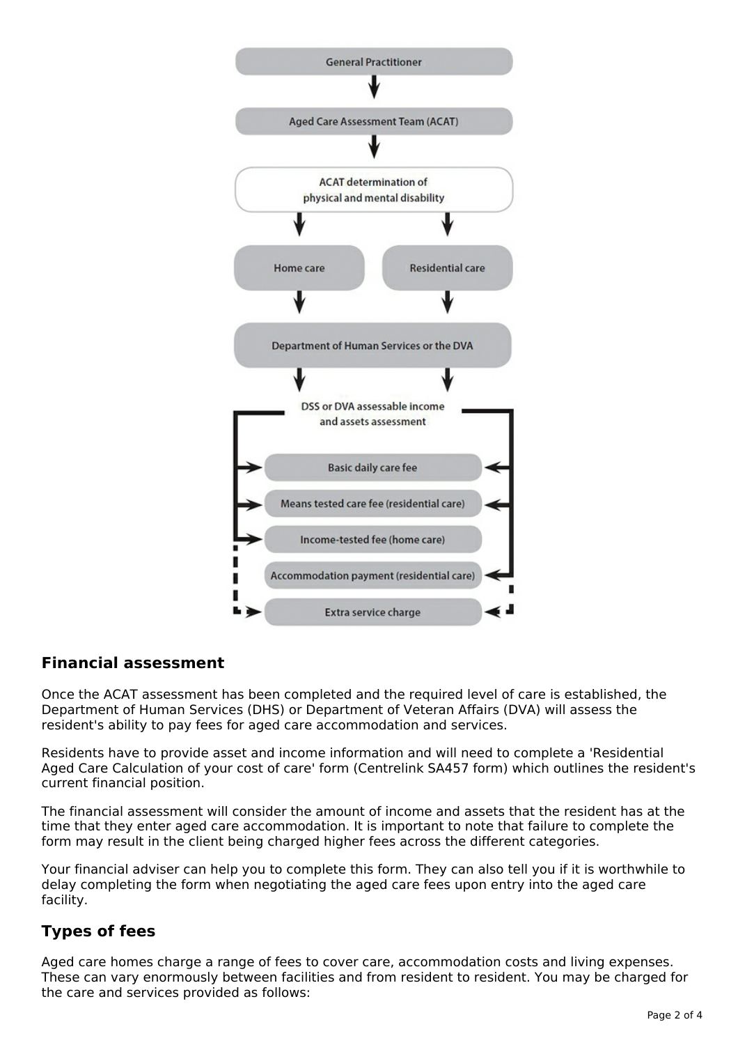General Practitioner

↓

Aged Care Assessment Team (ACAT)

↓

ACAT determination of physical and mental disability

↓

Home care | Residential care

↓

Department of Human Services or the DVA

↓

DSS or DVA assessable income and assets assessment

- Basic daily care fee
- Means tested care fee (residential care)
- Income-tested fee (home care)
- Accommodation payment (residential care)
- Extra service charge

## Financial assessment

Once the ACAT assessment has been completed and the required level of care is established, the Department of Human Services (DHS) or Department of Veteran Affairs (DVA) will assess the resident's ability to pay fees for aged care accommodation and services.

Residents have to provide asset and income information and will need to complete a 'Residential Aged Care Calculation of your cost of care' form (Centrelink SA457 form) which outlines the resident's current financial position.

The financial assessment will consider the amount of income and assets that the resident has at the time that they enter aged care accommodation. It is important to note that failure to complete the form may result in the client being charged higher fees across the different categories.

Your financial adviser can help you to complete this form. They can also tell you if it is worthwhile to delay completing the form when negotiating the aged care fees upon entry into the aged care facility.

## Types of fees

Aged care homes charge a range of fees to cover care, accommodation costs and living expenses. These can vary enormously between facilities and from resident to resident. You may be charged for the care and services provided as follows: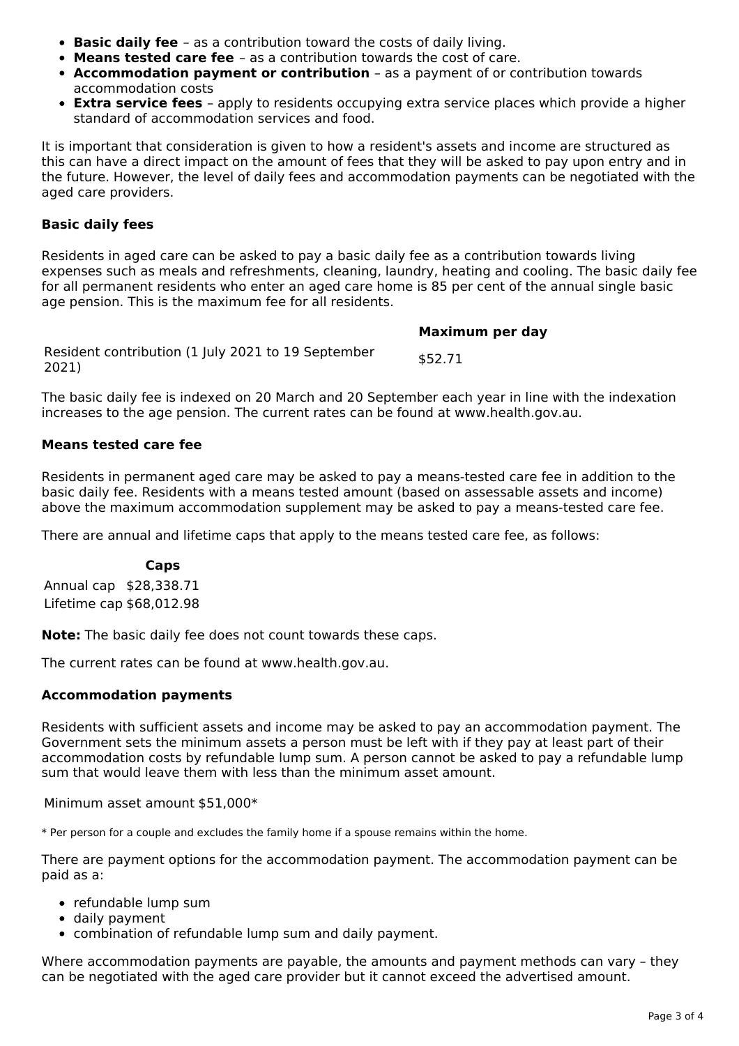- **Basic daily fee** – as a contribution toward the costs of daily living.
- **Means tested care fee** – as a contribution towards the cost of care.
- **Accommodation payment or contribution** – as a payment of or contribution towards accommodation costs
- **Extra service fees** – apply to residents occupying extra service places which provide a higher standard of accommodation services and food.

It is important that consideration is given to how a resident's assets and income are structured as this can have a direct impact on the amount of fees that they will be asked to pay upon entry and in the future. However, the level of daily fees and accommodation payments can be negotiated with the aged care providers.

### Basic daily fees

Residents in aged care can be asked to pay a basic daily fee as a contribution towards living expenses such as meals and refreshments, cleaning, laundry, heating and cooling. The basic daily fee for all permanent residents who enter an aged care home is 85 per cent of the annual single basic age pension. This is the maximum fee for all residents.

| | **Maximum per day** |
|---|---|
| Resident contribution (1 July 2021 to 19 September 2021) | $52.71 |

The basic daily fee is indexed on 20 March and 20 September each year in line with the indexation increases to the age pension. The current rates can be found at www.health.gov.au.

### Means tested care fee

Residents in permanent aged care may be asked to pay a means-tested care fee in addition to the basic daily fee. Residents with a means tested amount (based on assessable assets and income) above the maximum accommodation supplement may be asked to pay a means-tested care fee.

There are annual and lifetime caps that apply to the means tested care fee, as follows:

| | **Caps** |
|---|---|
| Annual cap | $28,338.71 |
| Lifetime cap | $68,012.98 |

**Note:** The basic daily fee does not count towards these caps.

The current rates can be found at www.health.gov.au.

### Accommodation payments

Residents with sufficient assets and income may be asked to pay an accommodation payment. The Government sets the minimum assets a person must be left with if they pay at least part of their accommodation costs by refundable lump sum. A person cannot be asked to pay a refundable lump sum that would leave them with less than the minimum asset amount.

| Minimum asset amount | $51,000* |
|---|---|

\* Per person for a couple and excludes the family home if a spouse remains within the home.

There are payment options for the accommodation payment. The accommodation payment can be paid as a:

- refundable lump sum
- daily payment
- combination of refundable lump sum and daily payment.

Where accommodation payments are payable, the amounts and payment methods can vary – they can be negotiated with the aged care provider but it cannot exceed the advertised amount.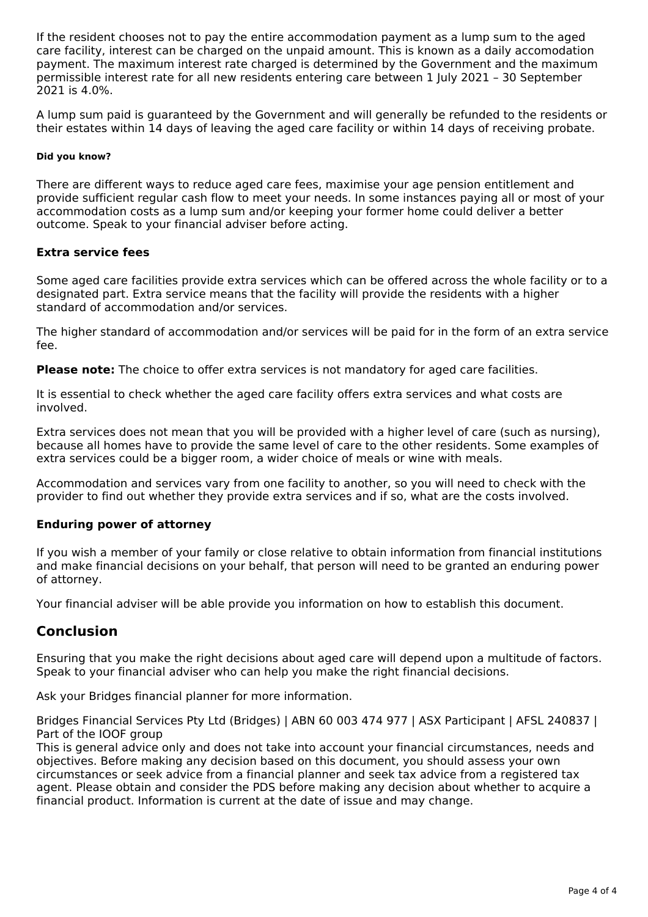If the resident chooses not to pay the entire accommodation payment as a lump sum to the aged care facility, interest can be charged on the unpaid amount. This is known as a daily accomodation payment. The maximum interest rate charged is determined by the Government and the maximum permissible interest rate for all new residents entering care between 1 July 2021 – 30 September 2021 is 4.0%.

A lump sum paid is guaranteed by the Government and will generally be refunded to the residents or their estates within 14 days of leaving the aged care facility or within 14 days of receiving probate.

#### Did you know?

There are different ways to reduce aged care fees, maximise your age pension entitlement and provide sufficient regular cash flow to meet your needs. In some instances paying all or most of your accommodation costs as a lump sum and/or keeping your former home could deliver a better outcome. Speak to your financial adviser before acting.

### Extra service fees

Some aged care facilities provide extra services which can be offered across the whole facility or to a designated part. Extra service means that the facility will provide the residents with a higher standard of accommodation and/or services.

The higher standard of accommodation and/or services will be paid for in the form of an extra service fee.

**Please note:** The choice to offer extra services is not mandatory for aged care facilities.

It is essential to check whether the aged care facility offers extra services and what costs are involved.

Extra services does not mean that you will be provided with a higher level of care (such as nursing), because all homes have to provide the same level of care to the other residents. Some examples of extra services could be a bigger room, a wider choice of meals or wine with meals.

Accommodation and services vary from one facility to another, so you will need to check with the provider to find out whether they provide extra services and if so, what are the costs involved.

### Enduring power of attorney

If you wish a member of your family or close relative to obtain information from financial institutions and make financial decisions on your behalf, that person will need to be granted an enduring power of attorney.

Your financial adviser will be able provide you information on how to establish this document.

## Conclusion

Ensuring that you make the right decisions about aged care will depend upon a multitude of factors. Speak to your financial adviser who can help you make the right financial decisions.

Ask your Bridges financial planner for more information.

Bridges Financial Services Pty Ltd (Bridges) | ABN 60 003 474 977 | ASX Participant | AFSL 240837 | Part of the IOOF group
This is general advice only and does not take into account your financial circumstances, needs and objectives. Before making any decision based on this document, you should assess your own circumstances or seek advice from a financial planner and seek tax advice from a registered tax agent. Please obtain and consider the PDS before making any decision about whether to acquire a financial product. Information is current at the date of issue and may change.